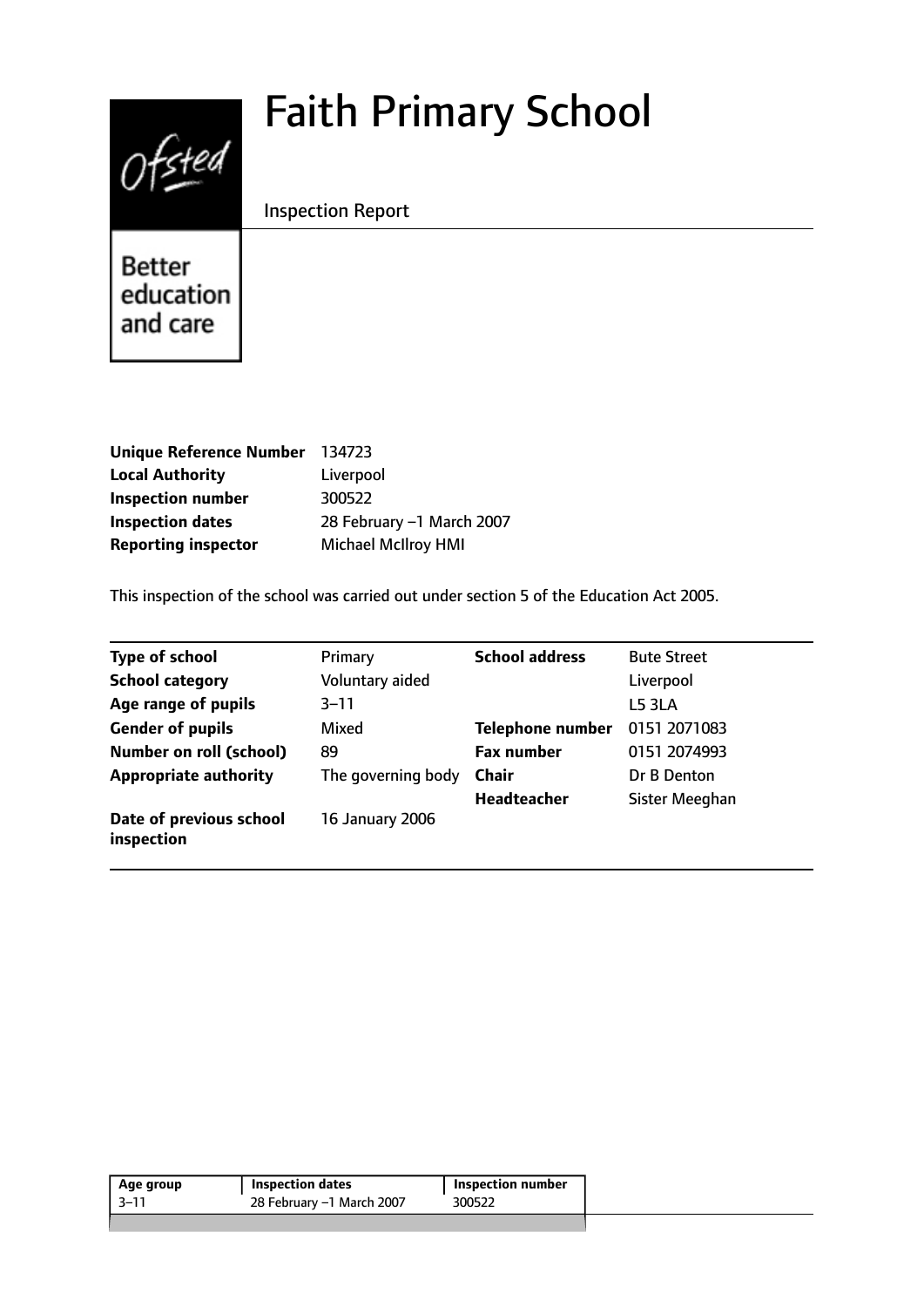# Faith Primary School

Inspection Report

Better education and care

| | |
|---|---|
| **Unique Reference Number** | 134723 |
| **Local Authority** | Liverpool |
| **Inspection number** | 300522 |
| **Inspection dates** | 28 February –1 March 2007 |
| **Reporting inspector** | Michael McIlroy HMI |

This inspection of the school was carried out under section 5 of the Education Act 2005.

| | | | |
|---|---|---|---|
| **Type of school** | Primary | **School address** | Bute Street |
| **School category** | Voluntary aided | | Liverpool |
| **Age range of pupils** | 3–11 | | L5 3LA |
| **Gender of pupils** | Mixed | **Telephone number** | 0151 2071083 |
| **Number on roll (school)** | 89 | **Fax number** | 0151 2074993 |
| **Appropriate authority** | The governing body | **Chair** | Dr B Denton |
| | | **Headteacher** | Sister Meeghan |
| **Date of previous school inspection** | 16 January 2006 | | |

| Age group | Inspection dates | Inspection number |
|---|---|---|
| 3–11 | 28 February –1 March 2007 | 300522 |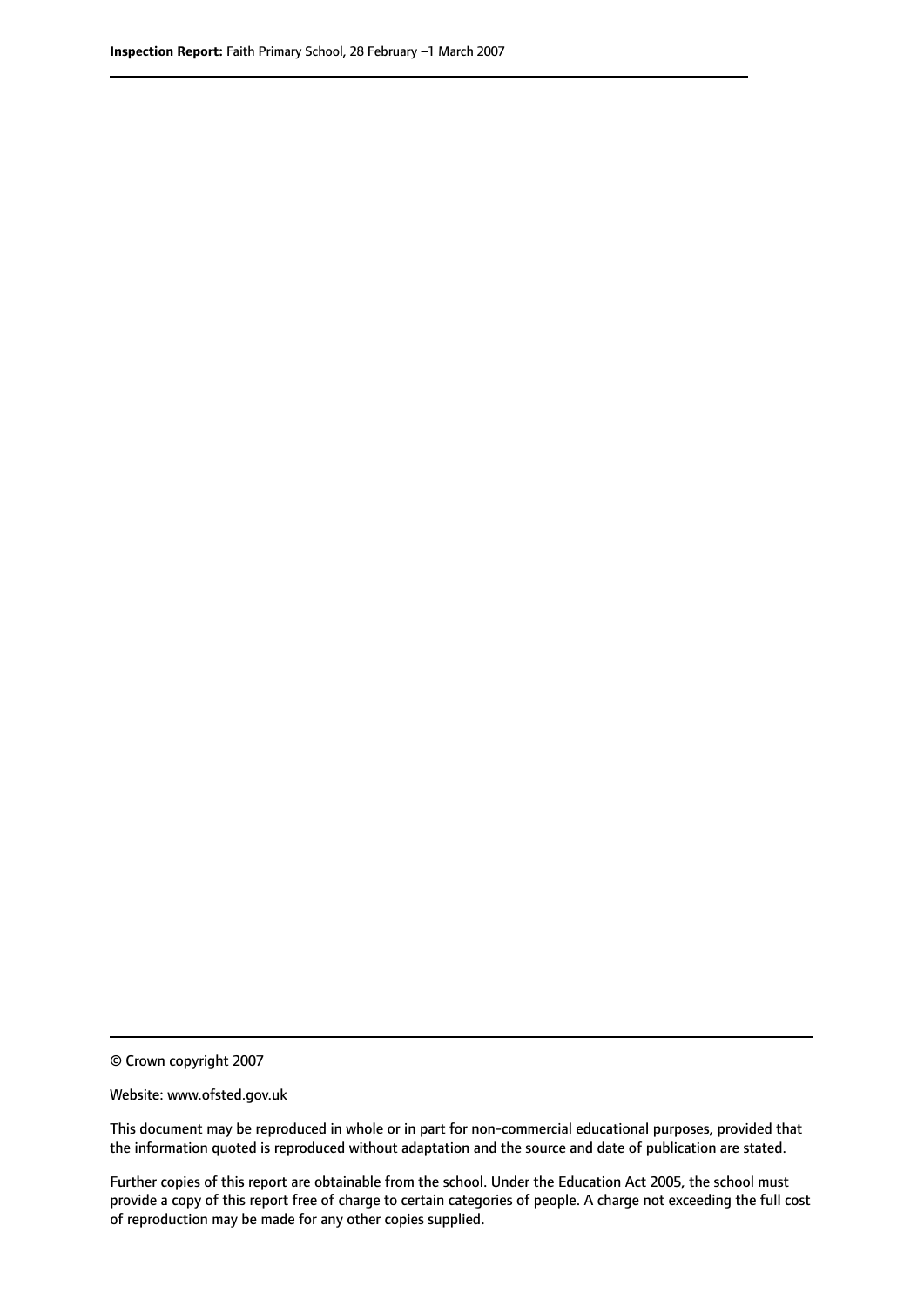© Crown copyright 2007

Website: www.ofsted.gov.uk

This document may be reproduced in whole or in part for non-commercial educational purposes, provided that the information quoted is reproduced without adaptation and the source and date of publication are stated.

Further copies of this report are obtainable from the school. Under the Education Act 2005, the school must provide a copy of this report free of charge to certain categories of people. A charge not exceeding the full cost of reproduction may be made for any other copies supplied.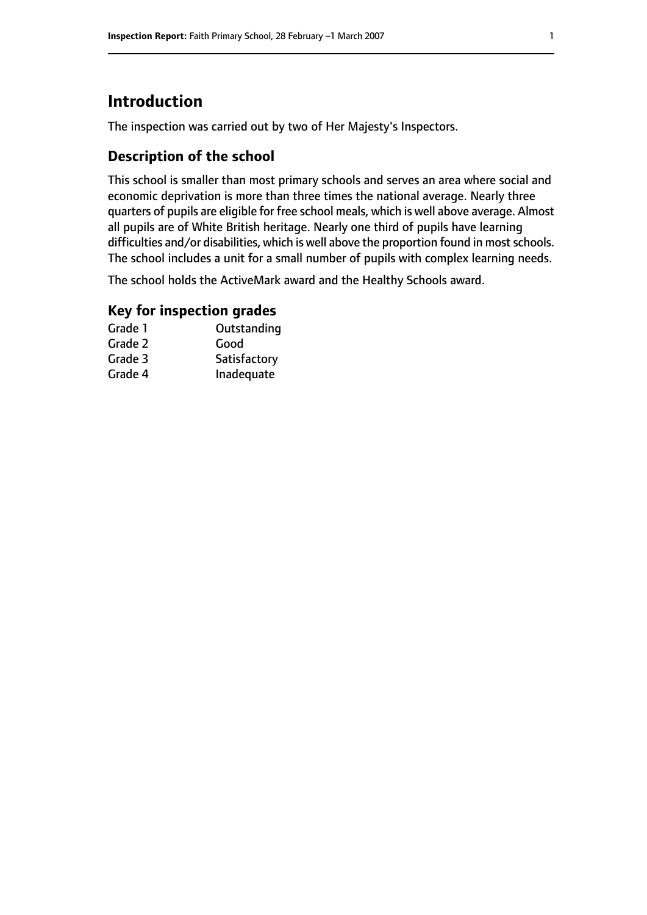## Introduction

The inspection was carried out by two of Her Majesty's Inspectors.

### Description of the school

This school is smaller than most primary schools and serves an area where social and economic deprivation is more than three times the national average. Nearly three quarters of pupils are eligible for free school meals, which is well above average. Almost all pupils are of White British heritage. Nearly one third of pupils have learning difficulties and/or disabilities, which is well above the proportion found in most schools. The school includes a unit for a small number of pupils with complex learning needs.

The school holds the ActiveMark award and the Healthy Schools award.

### Key for inspection grades

| | |
|---|---|
| Grade 1 | Outstanding |
| Grade 2 | Good |
| Grade 3 | Satisfactory |
| Grade 4 | Inadequate |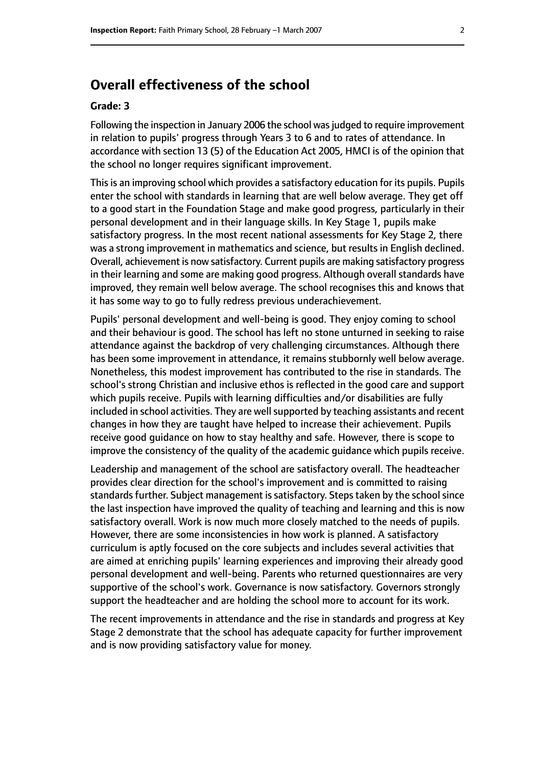## Overall effectiveness of the school

### Grade: 3

Following the inspection in January 2006 the school was judged to require improvement in relation to pupils' progress through Years 3 to 6 and to rates of attendance. In accordance with section 13 (5) of the Education Act 2005, HMCI is of the opinion that the school no longer requires significant improvement.

This is an improving school which provides a satisfactory education for its pupils. Pupils enter the school with standards in learning that are well below average. They get off to a good start in the Foundation Stage and make good progress, particularly in their personal development and in their language skills. In Key Stage 1, pupils make satisfactory progress. In the most recent national assessments for Key Stage 2, there was a strong improvement in mathematics and science, but results in English declined. Overall, achievement is now satisfactory. Current pupils are making satisfactory progress in their learning and some are making good progress. Although overall standards have improved, they remain well below average. The school recognises this and knows that it has some way to go to fully redress previous underachievement.

Pupils' personal development and well-being is good. They enjoy coming to school and their behaviour is good. The school has left no stone unturned in seeking to raise attendance against the backdrop of very challenging circumstances. Although there has been some improvement in attendance, it remains stubbornly well below average. Nonetheless, this modest improvement has contributed to the rise in standards. The school's strong Christian and inclusive ethos is reflected in the good care and support which pupils receive. Pupils with learning difficulties and/or disabilities are fully included in school activities. They are well supported by teaching assistants and recent changes in how they are taught have helped to increase their achievement. Pupils receive good guidance on how to stay healthy and safe. However, there is scope to improve the consistency of the quality of the academic guidance which pupils receive.

Leadership and management of the school are satisfactory overall. The headteacher provides clear direction for the school's improvement and is committed to raising standards further. Subject management is satisfactory. Steps taken by the school since the last inspection have improved the quality of teaching and learning and this is now satisfactory overall. Work is now much more closely matched to the needs of pupils. However, there are some inconsistencies in how work is planned. A satisfactory curriculum is aptly focused on the core subjects and includes several activities that are aimed at enriching pupils' learning experiences and improving their already good personal development and well-being. Parents who returned questionnaires are very supportive of the school's work. Governance is now satisfactory. Governors strongly support the headteacher and are holding the school more to account for its work.

The recent improvements in attendance and the rise in standards and progress at Key Stage 2 demonstrate that the school has adequate capacity for further improvement and is now providing satisfactory value for money.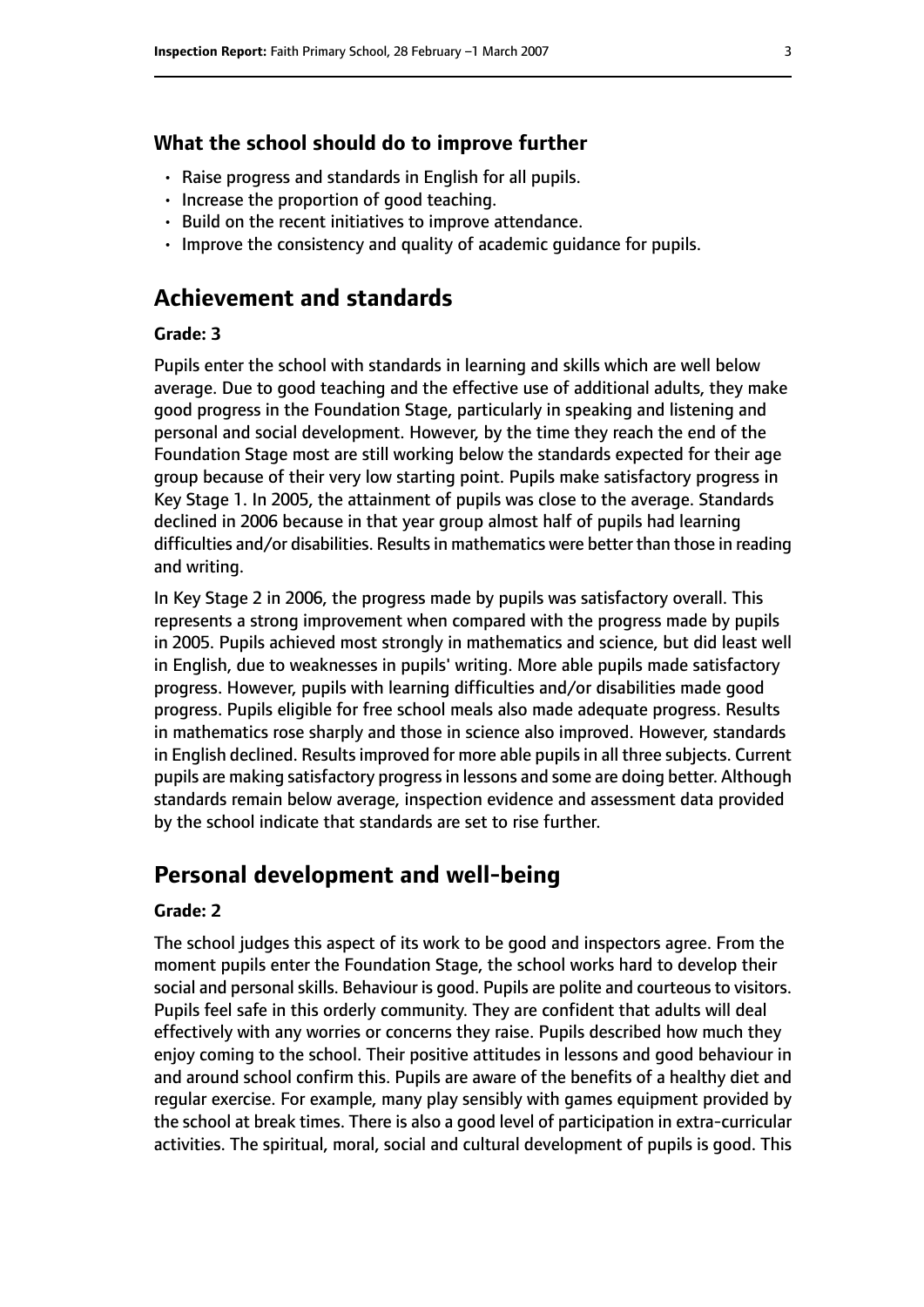### What the school should do to improve further

- Raise progress and standards in English for all pupils.
- Increase the proportion of good teaching.
- Build on the recent initiatives to improve attendance.
- Improve the consistency and quality of academic guidance for pupils.

## Achievement and standards

#### Grade: 3

Pupils enter the school with standards in learning and skills which are well below average. Due to good teaching and the effective use of additional adults, they make good progress in the Foundation Stage, particularly in speaking and listening and personal and social development. However, by the time they reach the end of the Foundation Stage most are still working below the standards expected for their age group because of their very low starting point. Pupils make satisfactory progress in Key Stage 1. In 2005, the attainment of pupils was close to the average. Standards declined in 2006 because in that year group almost half of pupils had learning difficulties and/or disabilities. Results in mathematics were better than those in reading and writing.

In Key Stage 2 in 2006, the progress made by pupils was satisfactory overall. This represents a strong improvement when compared with the progress made by pupils in 2005. Pupils achieved most strongly in mathematics and science, but did least well in English, due to weaknesses in pupils' writing. More able pupils made satisfactory progress. However, pupils with learning difficulties and/or disabilities made good progress. Pupils eligible for free school meals also made adequate progress. Results in mathematics rose sharply and those in science also improved. However, standards in English declined. Results improved for more able pupils in all three subjects. Current pupils are making satisfactory progress in lessons and some are doing better. Although standards remain below average, inspection evidence and assessment data provided by the school indicate that standards are set to rise further.

## Personal development and well-being

#### Grade: 2

The school judges this aspect of its work to be good and inspectors agree. From the moment pupils enter the Foundation Stage, the school works hard to develop their social and personal skills. Behaviour is good. Pupils are polite and courteous to visitors. Pupils feel safe in this orderly community. They are confident that adults will deal effectively with any worries or concerns they raise. Pupils described how much they enjoy coming to the school. Their positive attitudes in lessons and good behaviour in and around school confirm this. Pupils are aware of the benefits of a healthy diet and regular exercise. For example, many play sensibly with games equipment provided by the school at break times. There is also a good level of participation in extra-curricular activities. The spiritual, moral, social and cultural development of pupils is good. This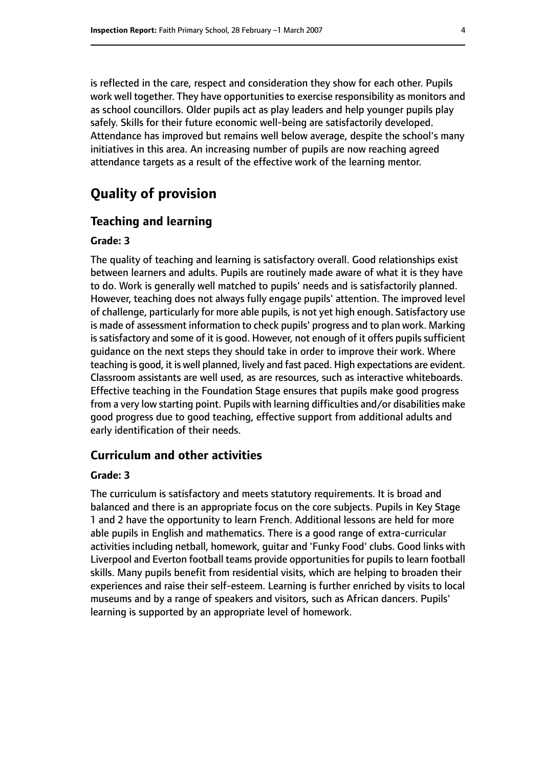is reflected in the care, respect and consideration they show for each other. Pupils work well together. They have opportunities to exercise responsibility as monitors and as school councillors. Older pupils act as play leaders and help younger pupils play safely. Skills for their future economic well-being are satisfactorily developed. Attendance has improved but remains well below average, despite the school's many initiatives in this area. An increasing number of pupils are now reaching agreed attendance targets as a result of the effective work of the learning mentor.

# Quality of provision

## Teaching and learning

#### Grade: 3

The quality of teaching and learning is satisfactory overall. Good relationships exist between learners and adults. Pupils are routinely made aware of what it is they have to do. Work is generally well matched to pupils' needs and is satisfactorily planned. However, teaching does not always fully engage pupils' attention. The improved level of challenge, particularly for more able pupils, is not yet high enough. Satisfactory use is made of assessment information to check pupils' progress and to plan work. Marking is satisfactory and some of it is good. However, not enough of it offers pupils sufficient guidance on the next steps they should take in order to improve their work. Where teaching is good, it is well planned, lively and fast paced. High expectations are evident. Classroom assistants are well used, as are resources, such as interactive whiteboards. Effective teaching in the Foundation Stage ensures that pupils make good progress from a very low starting point. Pupils with learning difficulties and/or disabilities make good progress due to good teaching, effective support from additional adults and early identification of their needs.

## Curriculum and other activities

#### Grade: 3

The curriculum is satisfactory and meets statutory requirements. It is broad and balanced and there is an appropriate focus on the core subjects. Pupils in Key Stage 1 and 2 have the opportunity to learn French. Additional lessons are held for more able pupils in English and mathematics. There is a good range of extra-curricular activities including netball, homework, guitar and 'Funky Food' clubs. Good links with Liverpool and Everton football teams provide opportunities for pupils to learn football skills. Many pupils benefit from residential visits, which are helping to broaden their experiences and raise their self-esteem. Learning is further enriched by visits to local museums and by a range of speakers and visitors, such as African dancers. Pupils' learning is supported by an appropriate level of homework.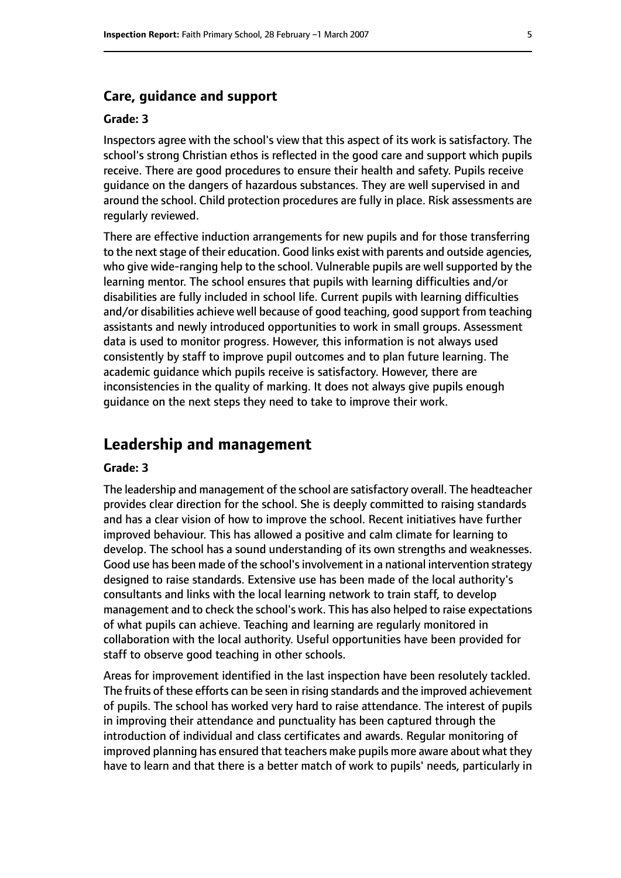### Care, guidance and support

#### Grade: 3

Inspectors agree with the school's view that this aspect of its work is satisfactory. The school's strong Christian ethos is reflected in the good care and support which pupils receive. There are good procedures to ensure their health and safety. Pupils receive guidance on the dangers of hazardous substances. They are well supervised in and around the school. Child protection procedures are fully in place. Risk assessments are regularly reviewed.

There are effective induction arrangements for new pupils and for those transferring to the next stage of their education. Good links exist with parents and outside agencies, who give wide-ranging help to the school. Vulnerable pupils are well supported by the learning mentor. The school ensures that pupils with learning difficulties and/or disabilities are fully included in school life. Current pupils with learning difficulties and/or disabilities achieve well because of good teaching, good support from teaching assistants and newly introduced opportunities to work in small groups. Assessment data is used to monitor progress. However, this information is not always used consistently by staff to improve pupil outcomes and to plan future learning. The academic guidance which pupils receive is satisfactory. However, there are inconsistencies in the quality of marking. It does not always give pupils enough guidance on the next steps they need to take to improve their work.

## Leadership and management

#### Grade: 3

The leadership and management of the school are satisfactory overall. The headteacher provides clear direction for the school. She is deeply committed to raising standards and has a clear vision of how to improve the school. Recent initiatives have further improved behaviour. This has allowed a positive and calm climate for learning to develop. The school has a sound understanding of its own strengths and weaknesses. Good use has been made of the school's involvement in a national intervention strategy designed to raise standards. Extensive use has been made of the local authority's consultants and links with the local learning network to train staff, to develop management and to check the school's work. This has also helped to raise expectations of what pupils can achieve. Teaching and learning are regularly monitored in collaboration with the local authority. Useful opportunities have been provided for staff to observe good teaching in other schools.

Areas for improvement identified in the last inspection have been resolutely tackled. The fruits of these efforts can be seen in rising standards and the improved achievement of pupils. The school has worked very hard to raise attendance. The interest of pupils in improving their attendance and punctuality has been captured through the introduction of individual and class certificates and awards. Regular monitoring of improved planning has ensured that teachers make pupils more aware about what they have to learn and that there is a better match of work to pupils' needs, particularly in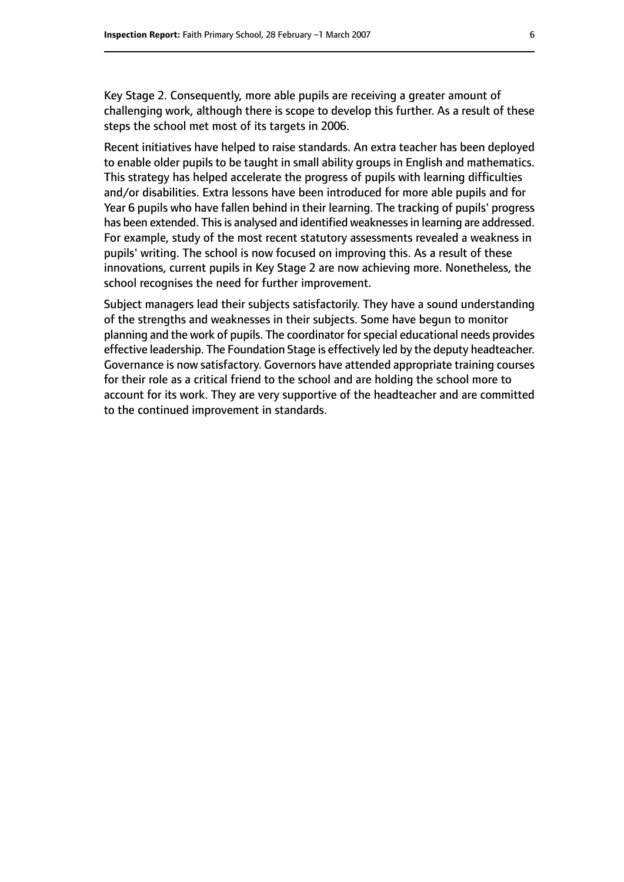Key Stage 2. Consequently, more able pupils are receiving a greater amount of challenging work, although there is scope to develop this further. As a result of these steps the school met most of its targets in 2006.

Recent initiatives have helped to raise standards. An extra teacher has been deployed to enable older pupils to be taught in small ability groups in English and mathematics. This strategy has helped accelerate the progress of pupils with learning difficulties and/or disabilities. Extra lessons have been introduced for more able pupils and for Year 6 pupils who have fallen behind in their learning. The tracking of pupils' progress has been extended. This is analysed and identified weaknesses in learning are addressed. For example, study of the most recent statutory assessments revealed a weakness in pupils' writing. The school is now focused on improving this. As a result of these innovations, current pupils in Key Stage 2 are now achieving more. Nonetheless, the school recognises the need for further improvement.

Subject managers lead their subjects satisfactorily. They have a sound understanding of the strengths and weaknesses in their subjects. Some have begun to monitor planning and the work of pupils. The coordinator for special educational needs provides effective leadership. The Foundation Stage is effectively led by the deputy headteacher. Governance is now satisfactory. Governors have attended appropriate training courses for their role as a critical friend to the school and are holding the school more to account for its work. They are very supportive of the headteacher and are committed to the continued improvement in standards.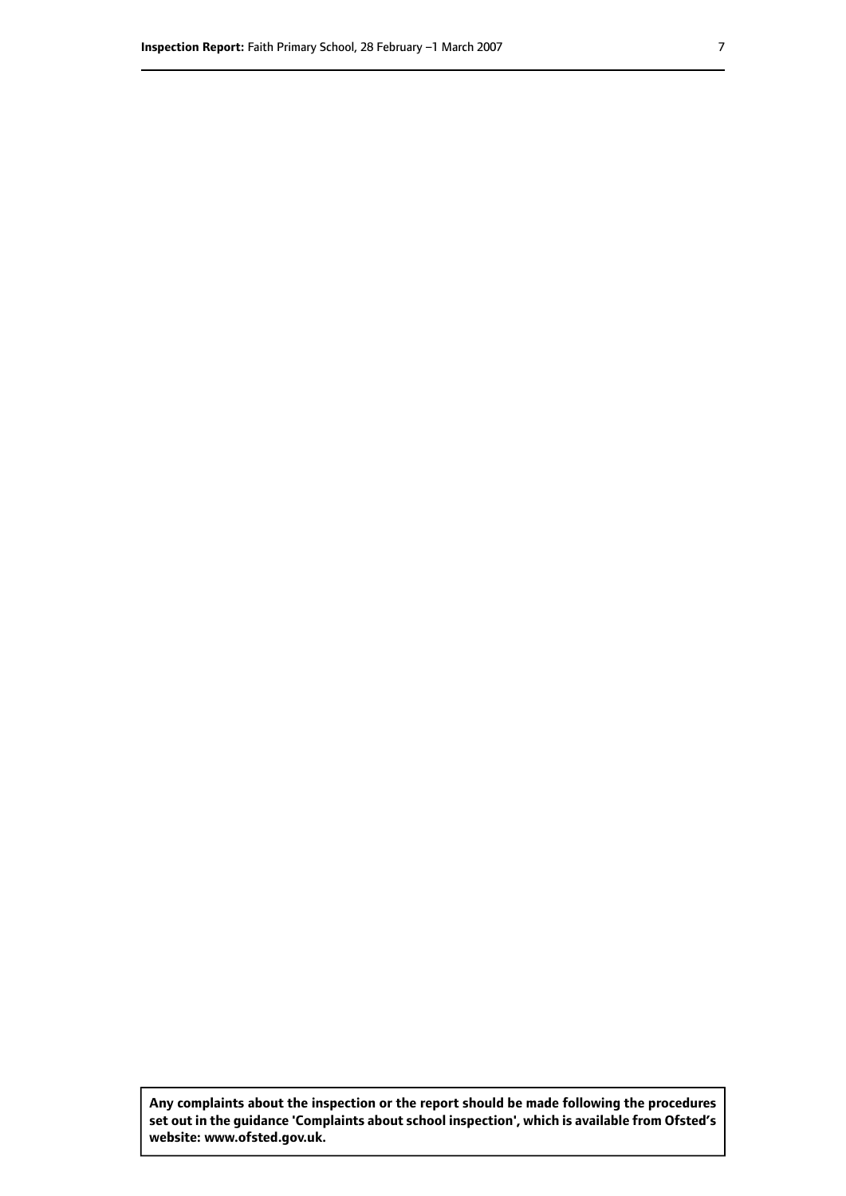**Any complaints about the inspection or the report should be made following the procedures set out in the guidance 'Complaints about school inspection', which is available from Ofsted's website: www.ofsted.gov.uk.**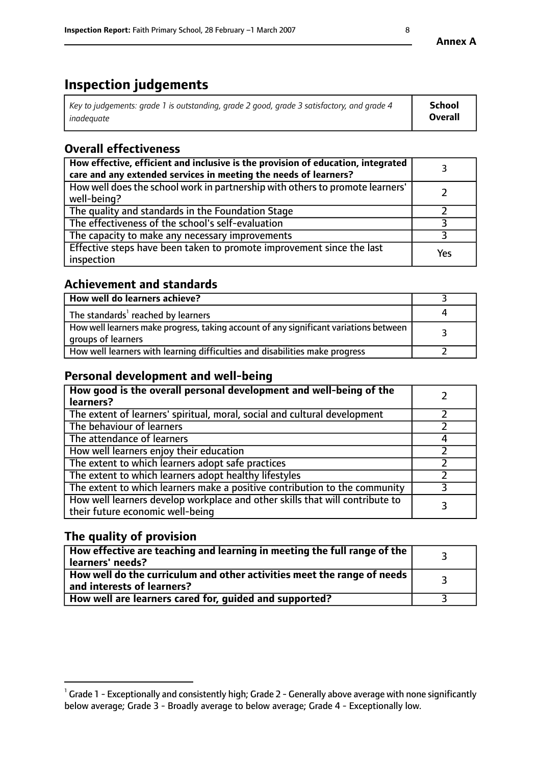**Annex A**

# Inspection judgements

| Key to judgements: grade 1 is outstanding, grade 2 good, grade 3 satisfactory, and grade 4 inadequate | **School Overall** |
|---|---|

## Overall effectiveness

| | |
|---|---|
| **How effective, efficient and inclusive is the provision of education, integrated care and any extended services in meeting the needs of learners?** | 3 |
| How well does the school work in partnership with others to promote learners' well-being? | 2 |
| The quality and standards in the Foundation Stage | 2 |
| The effectiveness of the school's self-evaluation | 3 |
| The capacity to make any necessary improvements | 3 |
| Effective steps have been taken to promote improvement since the last inspection | Yes |

## Achievement and standards

| | |
|---|---|
| **How well do learners achieve?** | 3 |
| The standards[1] reached by learners | 4 |
| How well learners make progress, taking account of any significant variations between groups of learners | 3 |
| How well learners with learning difficulties and disabilities make progress | 2 |

## Personal development and well-being

| | |
|---|---|
| **How good is the overall personal development and well-being of the learners?** | 2 |
| The extent of learners' spiritual, moral, social and cultural development | 2 |
| The behaviour of learners | 2 |
| The attendance of learners | 4 |
| How well learners enjoy their education | 2 |
| The extent to which learners adopt safe practices | 2 |
| The extent to which learners adopt healthy lifestyles | 2 |
| The extent to which learners make a positive contribution to the community | 3 |
| How well learners develop workplace and other skills that will contribute to their future economic well-being | 3 |

## The quality of provision

| | |
|---|---|
| **How effective are teaching and learning in meeting the full range of the learners' needs?** | 3 |
| **How well do the curriculum and other activities meet the range of needs and interests of learners?** | 3 |
| **How well are learners cared for, guided and supported?** | 3 |

[1] Grade 1 - Exceptionally and consistently high; Grade 2 - Generally above average with none significantly below average; Grade 3 - Broadly average to below average; Grade 4 - Exceptionally low.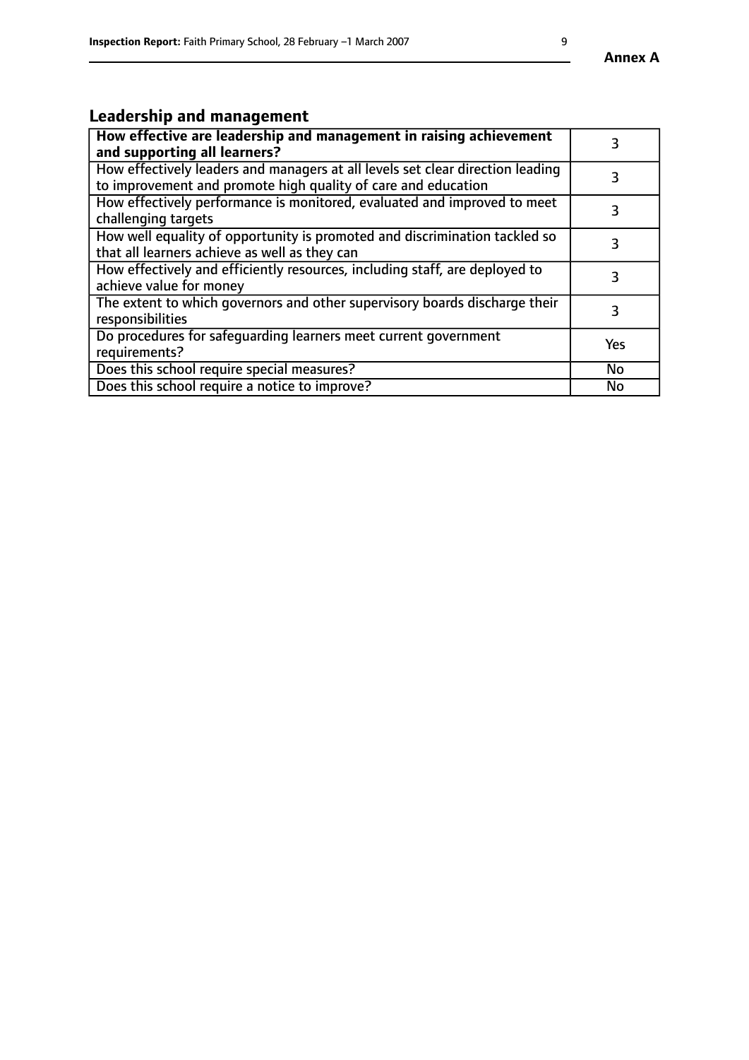## Leadership and management

| | |
|---|---|
| **How effective are leadership and management in raising achievement and supporting all learners?** | 3 |
| How effectively leaders and managers at all levels set clear direction leading to improvement and promote high quality of care and education | 3 |
| How effectively performance is monitored, evaluated and improved to meet challenging targets | 3 |
| How well equality of opportunity is promoted and discrimination tackled so that all learners achieve as well as they can | 3 |
| How effectively and efficiently resources, including staff, are deployed to achieve value for money | 3 |
| The extent to which governors and other supervisory boards discharge their responsibilities | 3 |
| Do procedures for safeguarding learners meet current government requirements? | Yes |
| Does this school require special measures? | No |
| Does this school require a notice to improve? | No |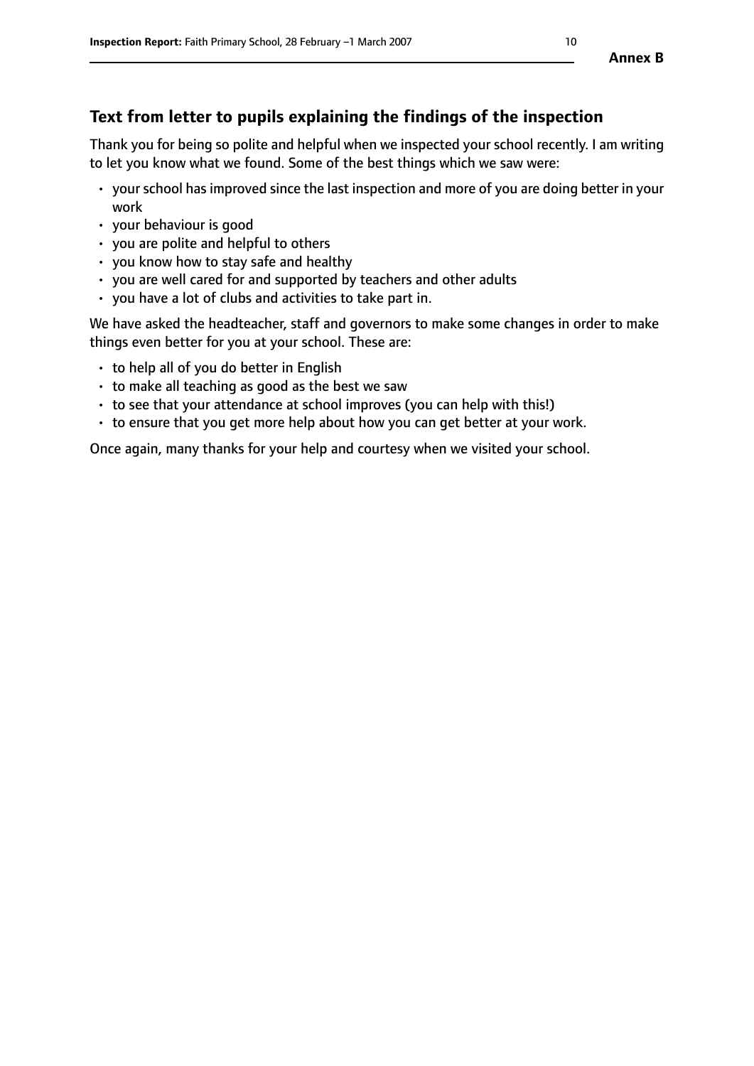## Text from letter to pupils explaining the findings of the inspection

Thank you for being so polite and helpful when we inspected your school recently. I am writing to let you know what we found. Some of the best things which we saw were:

- your school has improved since the last inspection and more of you are doing better in your work
- your behaviour is good
- you are polite and helpful to others
- you know how to stay safe and healthy
- you are well cared for and supported by teachers and other adults
- you have a lot of clubs and activities to take part in.

We have asked the headteacher, staff and governors to make some changes in order to make things even better for you at your school. These are:

- to help all of you do better in English
- to make all teaching as good as the best we saw
- to see that your attendance at school improves (you can help with this!)
- to ensure that you get more help about how you can get better at your work.

Once again, many thanks for your help and courtesy when we visited your school.